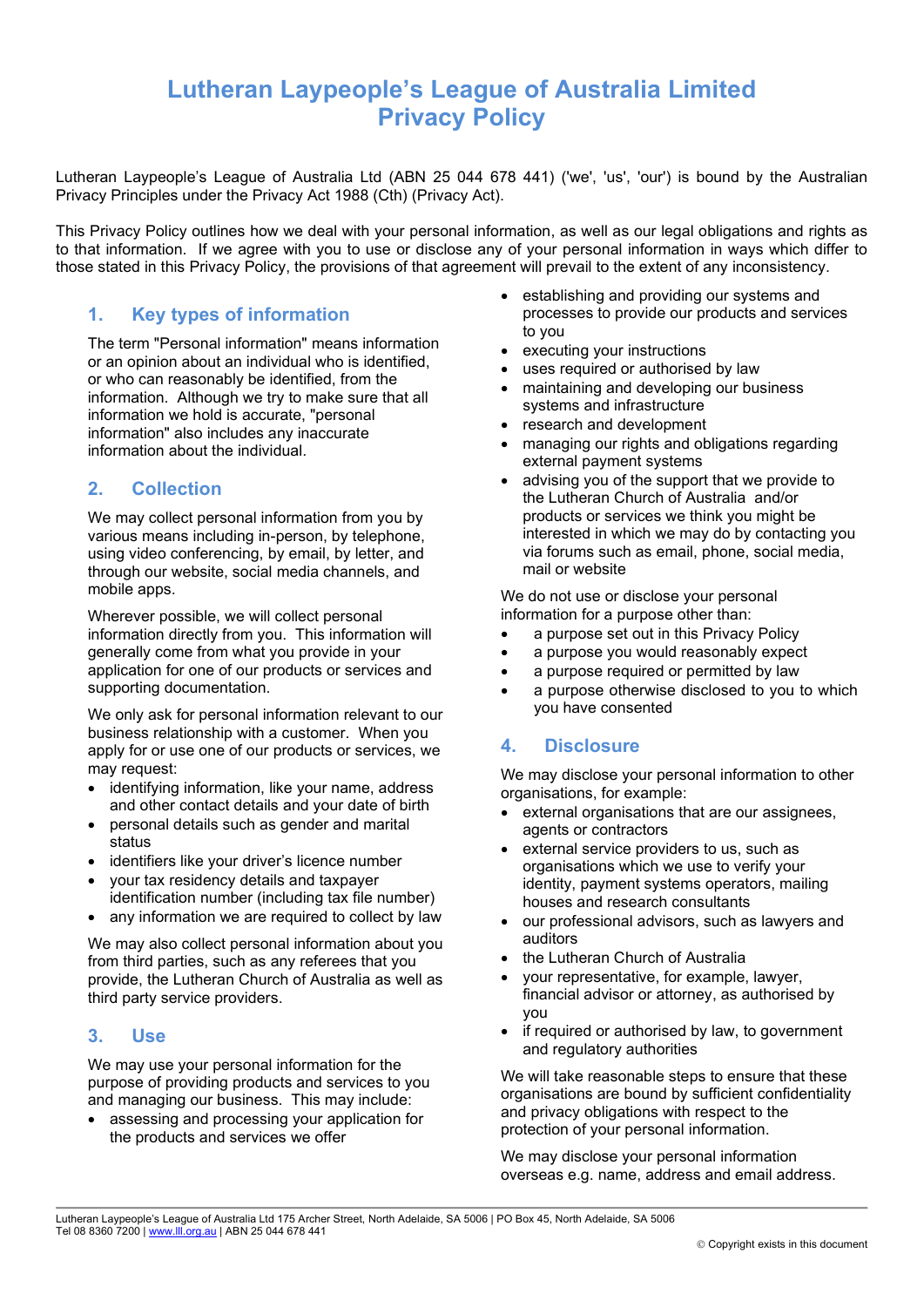# Lutheran Laypeople's League of Australia Limited Privacy Policy

Lutheran Laypeople's League of Australia Ltd (ABN 25 044 678 441) ('we', 'us', 'our') is bound by the Australian Privacy Principles under the Privacy Act 1988 (Cth) (Privacy Act).

This Privacy Policy outlines how we deal with your personal information, as well as our legal obligations and rights as to that information. If we agree with you to use or disclose any of your personal information in ways which differ to those stated in this Privacy Policy, the provisions of that agreement will prevail to the extent of any inconsistency.

## 1. Key types of information

The term "Personal information" means information or an opinion about an individual who is identified, or who can reasonably be identified, from the information. Although we try to make sure that all information we hold is accurate, "personal information" also includes any inaccurate information about the individual.

## 2. Collection

We may collect personal information from you by various means including in-person, by telephone, using video conferencing, by email, by letter, and through our website, social media channels, and mobile apps.

Wherever possible, we will collect personal information directly from you. This information will generally come from what you provide in your application for one of our products or services and supporting documentation.

We only ask for personal information relevant to our business relationship with a customer. When you apply for or use one of our products or services, we may request:

- identifying information, like your name, address and other contact details and your date of birth
- personal details such as gender and marital status
- identifiers like your driver's licence number
- your tax residency details and taxpayer identification number (including tax file number)
- any information we are required to collect by law

We may also collect personal information about you from third parties, such as any referees that you provide, the Lutheran Church of Australia as well as third party service providers.

## 3. Use

We may use your personal information for the purpose of providing products and services to you and managing our business. This may include:

- assessing and processing your application for the products and services we offer
- establishing and providing our systems and processes to provide our products and services to you
- executing your instructions
- uses required or authorised by law
- maintaining and developing our business systems and infrastructure
- research and development
- managing our rights and obligations regarding external payment systems
- advising you of the support that we provide to the Lutheran Church of Australia and/or products or services we think you might be interested in which we may do by contacting you via forums such as email, phone, social media, mail or website

We do not use or disclose your personal information for a purpose other than:

- a purpose set out in this Privacy Policy
- a purpose you would reasonably expect
- a purpose required or permitted by law
- a purpose otherwise disclosed to you to which you have consented

## 4. Disclosure

We may disclose your personal information to other organisations, for example:

- external organisations that are our assignees, agents or contractors
- external service providers to us, such as organisations which we use to verify your identity, payment systems operators, mailing houses and research consultants
- our professional advisors, such as lawyers and auditors
- the Lutheran Church of Australia
- your representative, for example, lawyer, financial advisor or attorney, as authorised by you
- if required or authorised by law, to government and regulatory authorities

We will take reasonable steps to ensure that these organisations are bound by sufficient confidentiality and privacy obligations with respect to the protection of your personal information.

We may disclose your personal information overseas e.g. name, address and email address.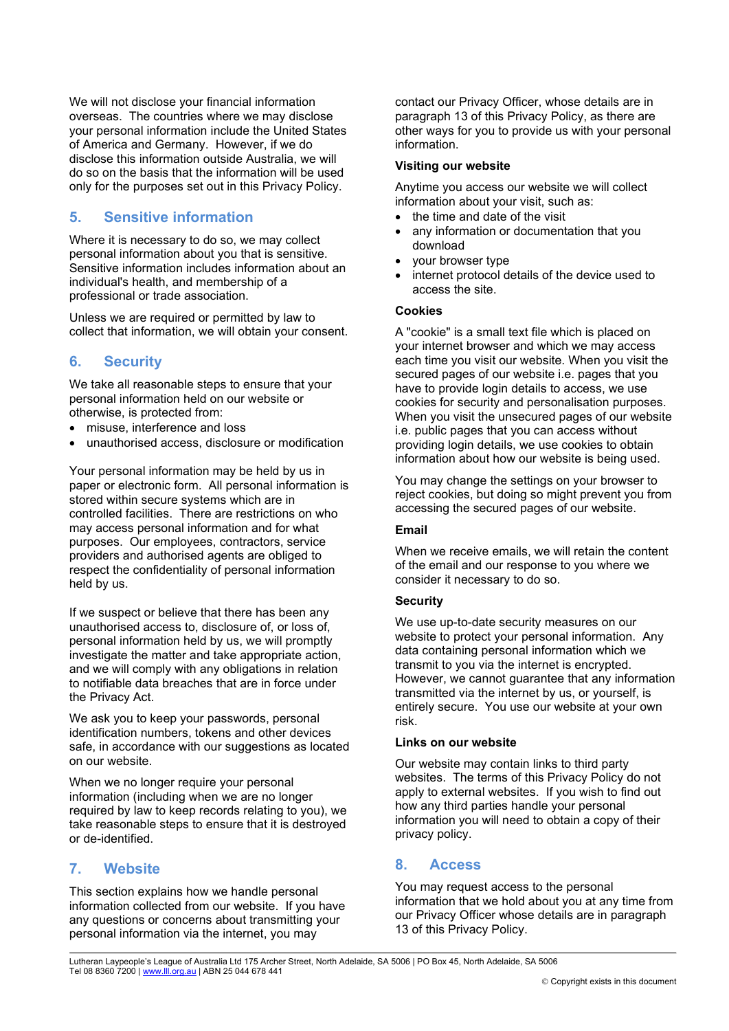We will not disclose your financial information overseas. The countries where we may disclose your personal information include the United States of America and Germany. However, if we do disclose this information outside Australia, we will do so on the basis that the information will be used only for the purposes set out in this Privacy Policy.

## 5. Sensitive information

Where it is necessary to do so, we may collect personal information about you that is sensitive. Sensitive information includes information about an individual's health, and membership of a professional or trade association.

Unless we are required or permitted by law to collect that information, we will obtain your consent.

## 6. Security

We take all reasonable steps to ensure that your personal information held on our website or otherwise, is protected from:

- misuse, interference and loss
- unauthorised access, disclosure or modification

Your personal information may be held by us in paper or electronic form. All personal information is stored within secure systems which are in controlled facilities. There are restrictions on who may access personal information and for what purposes. Our employees, contractors, service providers and authorised agents are obliged to respect the confidentiality of personal information held by us.

If we suspect or believe that there has been any unauthorised access to, disclosure of, or loss of, personal information held by us, we will promptly investigate the matter and take appropriate action, and we will comply with any obligations in relation to notifiable data breaches that are in force under the Privacy Act.

We ask you to keep your passwords, personal identification numbers, tokens and other devices safe, in accordance with our suggestions as located on our website.

When we no longer require your personal information (including when we are no longer required by law to keep records relating to you), we take reasonable steps to ensure that it is destroyed or de-identified.

## 7. Website

This section explains how we handle personal information collected from our website. If you have any questions or concerns about transmitting your personal information via the internet, you may contact our Privacy Officer, whose details are in paragraph 13 of this Privacy Policy, as there are other ways for you to provide us with your personal information.

**Visiting our website**

Anytime you access our website we will collect information about your visit, such as:

- the time and date of the visit
- any information or documentation that you download
- your browser type
- internet protocol details of the device used to access the site.

**Cookies**

A "cookie" is a small text file which is placed on your internet browser and which we may access each time you visit our website. When you visit the secured pages of our website i.e. pages that you have to provide login details to access, we use cookies for security and personalisation purposes. When you visit the unsecured pages of our website i.e. public pages that you can access without providing login details, we use cookies to obtain information about how our website is being used.

You may change the settings on your browser to reject cookies, but doing so might prevent you from accessing the secured pages of our website.

**Email**

When we receive emails, we will retain the content of the email and our response to you where we consider it necessary to do so.

**Security**

We use up-to-date security measures on our website to protect your personal information. Any data containing personal information which we transmit to you via the internet is encrypted. However, we cannot guarantee that any information transmitted via the internet by us, or yourself, is entirely secure. You use our website at your own risk.

**Links on our website**

Our website may contain links to third party websites. The terms of this Privacy Policy do not apply to external websites. If you wish to find out how any third parties handle your personal information you will need to obtain a copy of their privacy policy.

## 8. Access

You may request access to the personal information that we hold about you at any time from our Privacy Officer whose details are in paragraph 13 of this Privacy Policy.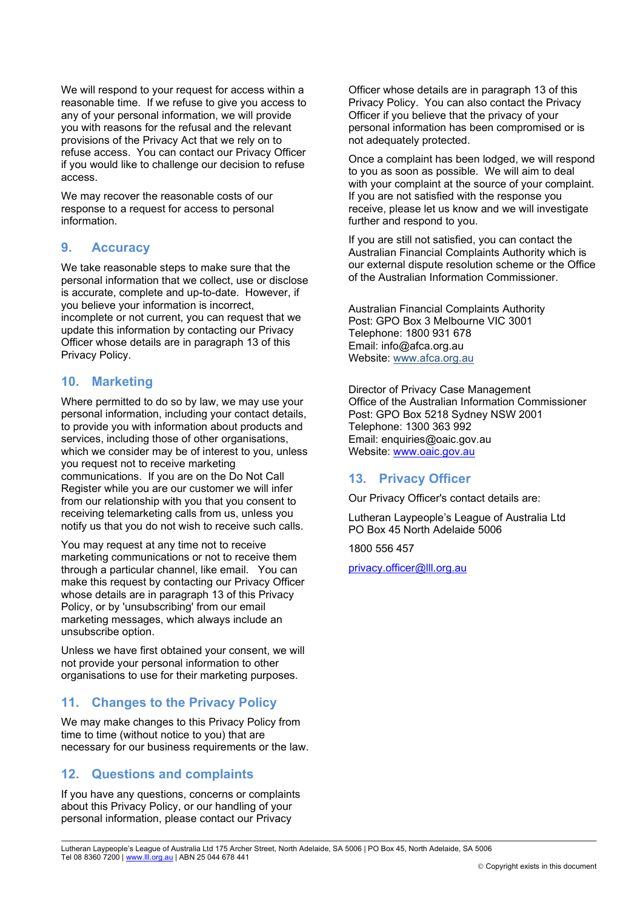We will respond to your request for access within a reasonable time. If we refuse to give you access to any of your personal information, we will provide you with reasons for the refusal and the relevant provisions of the Privacy Act that we rely on to refuse access. You can contact our Privacy Officer if you would like to challenge our decision to refuse access.

We may recover the reasonable costs of our response to a request for access to personal information.

## 9. Accuracy

We take reasonable steps to make sure that the personal information that we collect, use or disclose is accurate, complete and up-to-date. However, if you believe your information is incorrect, incomplete or not current, you can request that we update this information by contacting our Privacy Officer whose details are in paragraph 13 of this Privacy Policy.

## 10. Marketing

Where permitted to do so by law, we may use your personal information, including your contact details, to provide you with information about products and services, including those of other organisations, which we consider may be of interest to you, unless you request not to receive marketing communications. If you are on the Do Not Call Register while you are our customer we will infer from our relationship with you that you consent to receiving telemarketing calls from us, unless you notify us that you do not wish to receive such calls.

You may request at any time not to receive marketing communications or not to receive them through a particular channel, like email. You can make this request by contacting our Privacy Officer whose details are in paragraph 13 of this Privacy Policy, or by 'unsubscribing' from our email marketing messages, which always include an unsubscribe option.

Unless we have first obtained your consent, we will not provide your personal information to other organisations to use for their marketing purposes.

## 11. Changes to the Privacy Policy

We may make changes to this Privacy Policy from time to time (without notice to you) that are necessary for our business requirements or the law.

## 12. Questions and complaints

If you have any questions, concerns or complaints about this Privacy Policy, or our handling of your personal information, please contact our Privacy Officer whose details are in paragraph 13 of this Privacy Policy. You can also contact the Privacy Officer if you believe that the privacy of your personal information has been compromised or is not adequately protected.

Once a complaint has been lodged, we will respond to you as soon as possible. We will aim to deal with your complaint at the source of your complaint. If you are not satisfied with the response you receive, please let us know and we will investigate further and respond to you.

If you are still not satisfied, you can contact the Australian Financial Complaints Authority which is our external dispute resolution scheme or the Office of the Australian Information Commissioner.

Australian Financial Complaints Authority
Post: GPO Box 3 Melbourne VIC 3001
Telephone: 1800 931 678
Email: info@afca.org.au
Website: www.afca.org.au

Director of Privacy Case Management
Office of the Australian Information Commissioner
Post: GPO Box 5218 Sydney NSW 2001
Telephone: 1300 363 992
Email: enquiries@oaic.gov.au
Website: www.oaic.gov.au

## 13. Privacy Officer

Our Privacy Officer's contact details are:

Lutheran Laypeople's League of Australia Ltd
PO Box 45 North Adelaide 5006

1800 556 457

privacy.officer@lll.org.au